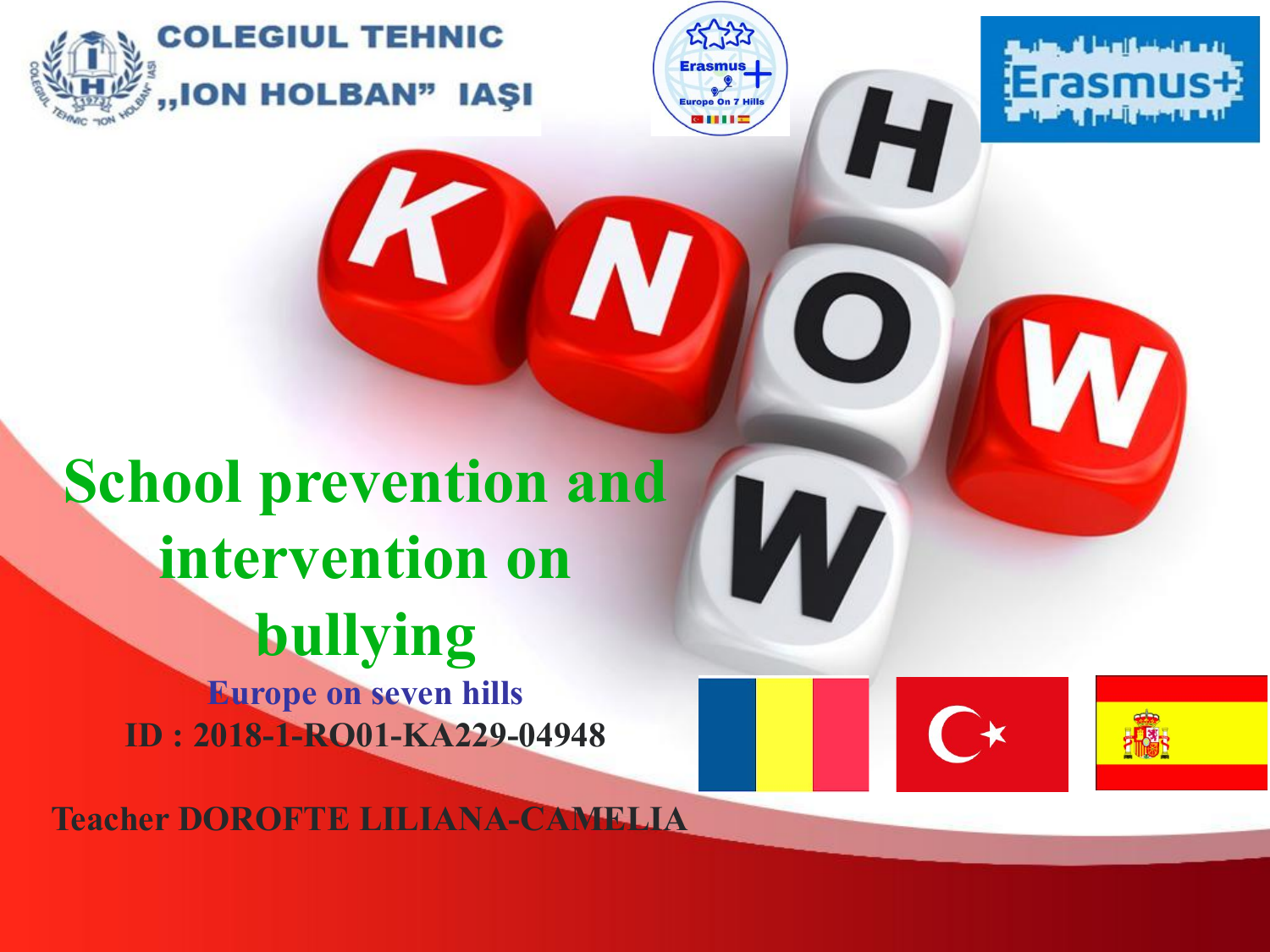COLEGIUL TEHNIC „ION HOLBAN" IAŞI

# School prevention and intervention on bullying

**Europe on seven hills**

**ID : 2018-1-RO01-KA229-04948**

**Teacher DOROFTE LILIANA-CAMELIA**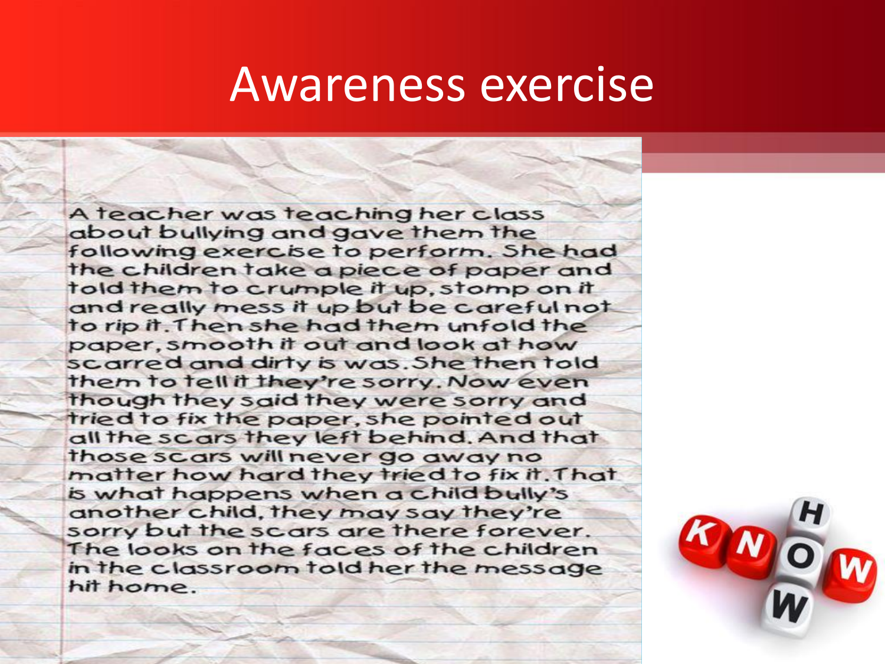# Awareness exercise

A teacher was teaching her class about bullying and gave them the following exercise to perform. She had the children take a piece of paper and told them to crumple it up, stomp on it and really mess it up but be careful not to rip it. Then she had them unfold the paper, smooth it out and look at how scarred and dirty is was. She then told them to tell it they're sorry. Now even though they said they were sorry and tried to fix the paper, she pointed out all the scars they left behind. And that those scars will never go away no matter how hard they tried to fix it. That is what happens when a child bully's another child, they may say they're sorry but the scars are there forever. The looks on the faces of the children in the classroom told her the message hit home.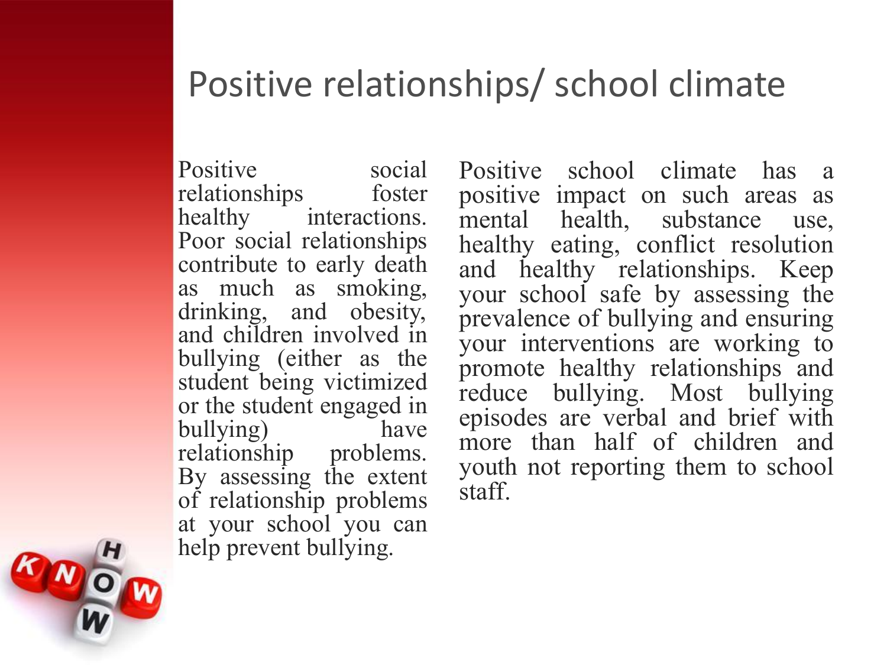# Positive relationships/ school climate

Positive social relationships foster healthy interactions. Poor social relationships contribute to early death as much as smoking, drinking, and obesity, and children involved in bullying (either as the student being victimized or the student engaged in bullying) have relationship problems. By assessing the extent of relationship problems at your school you can help prevent bullying.

Positive school climate has a positive impact on such areas as mental health, substance use, healthy eating, conflict resolution and healthy relationships. Keep your school safe by assessing the prevalence of bullying and ensuring your interventions are working to promote healthy relationships and reduce bullying. Most bullying episodes are verbal and brief with more than half of children and youth not reporting them to school staff.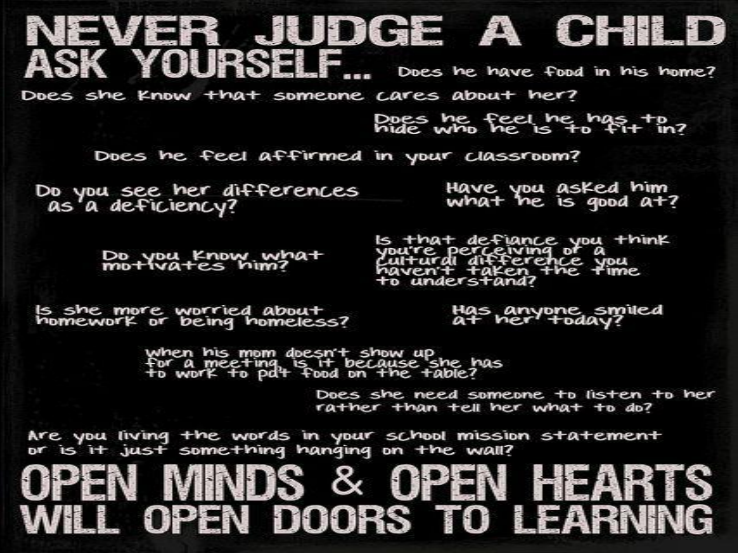# NEVER JUDGE A CHILD

## ASK YOURSELF...

Does he have food in his home?

Does she know that someone cares about her?

Does he feel he has to hide who he is to fit in?

Does he feel affirmed in your classroom?

Do you see her differences as a deficiency?

Have you asked him what he is good at?

Do you know what motivates him?

Is that defiance you think you're perceiving or a cultural difference you haven't taken the time to understand?

Is she more worried about homework or being homeless?

Has anyone smiled at her today?

When his mom doesn't show up for a meeting, is it because she has to work to put food on the table?

Does she need someone to listen to her rather than tell her what to do?

Are you living the words in your school mission statement or is it just something hanging on the wall?

# OPEN MINDS & OPEN HEARTS WILL OPEN DOORS TO LEARNING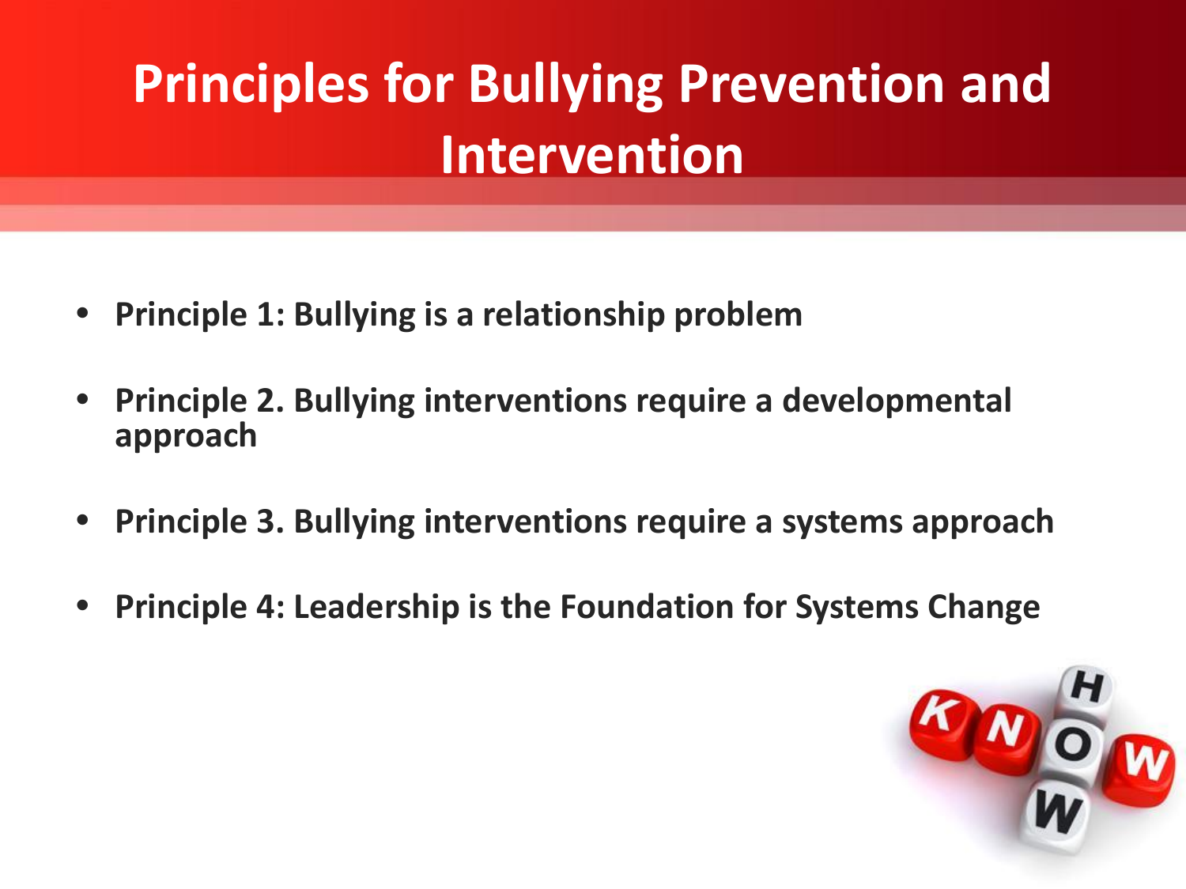# Principles for Bullying Prevention and Intervention

- **Principle 1: Bullying is a relationship problem**
- **Principle 2. Bullying interventions require a developmental approach**
- **Principle 3. Bullying interventions require a systems approach**
- **Principle 4: Leadership is the Foundation for Systems Change**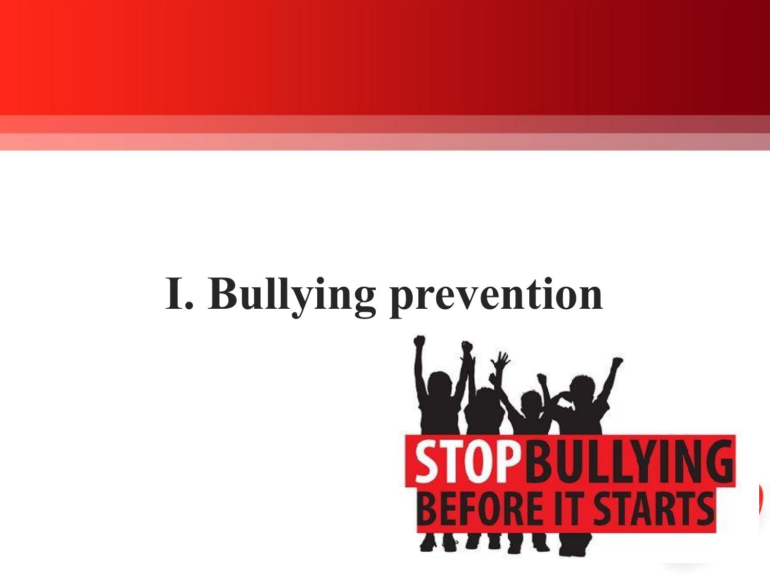# I. Bullying prevention

STOP BULLYING BEFORE IT STARTS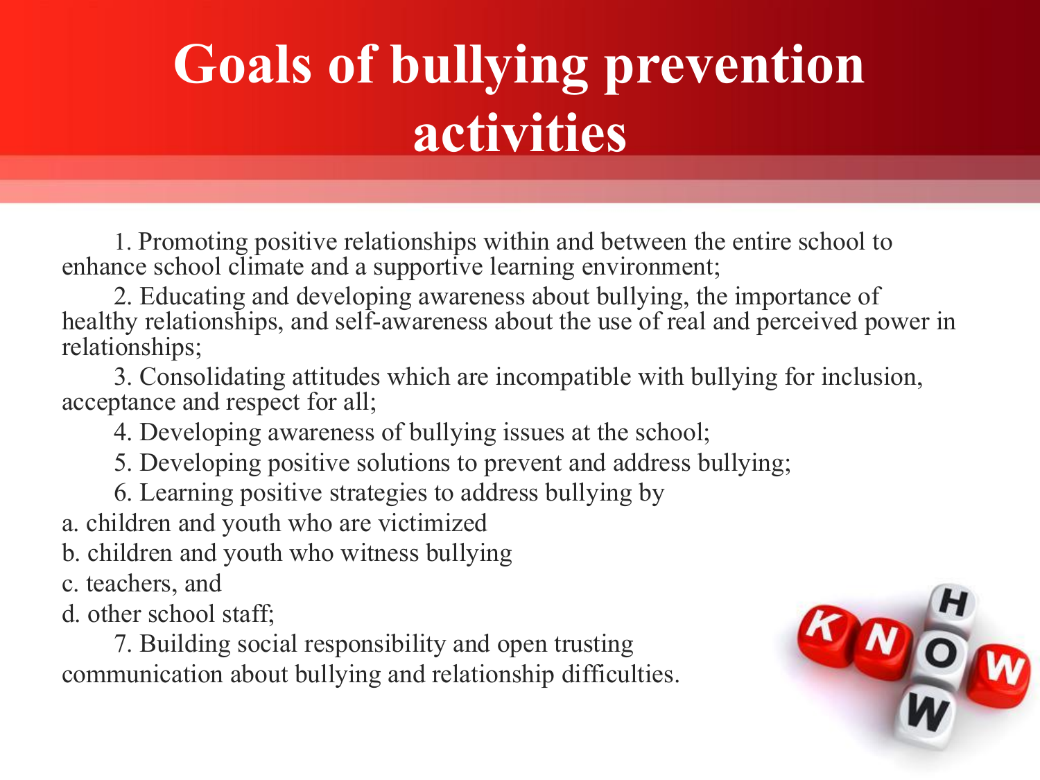# Goals of bullying prevention activities

1. Promoting positive relationships within and between the entire school to enhance school climate and a supportive learning environment;

2. Educating and developing awareness about bullying, the importance of healthy relationships, and self-awareness about the use of real and perceived power in relationships;

3. Consolidating attitudes which are incompatible with bullying for inclusion, acceptance and respect for all;

4. Developing awareness of bullying issues at the school;

5. Developing positive solutions to prevent and address bullying;

6. Learning positive strategies to address bullying by

a. children and youth who are victimized

b. children and youth who witness bullying

c. teachers, and

d. other school staff;

7. Building social responsibility and open trusting communication about bullying and relationship difficulties.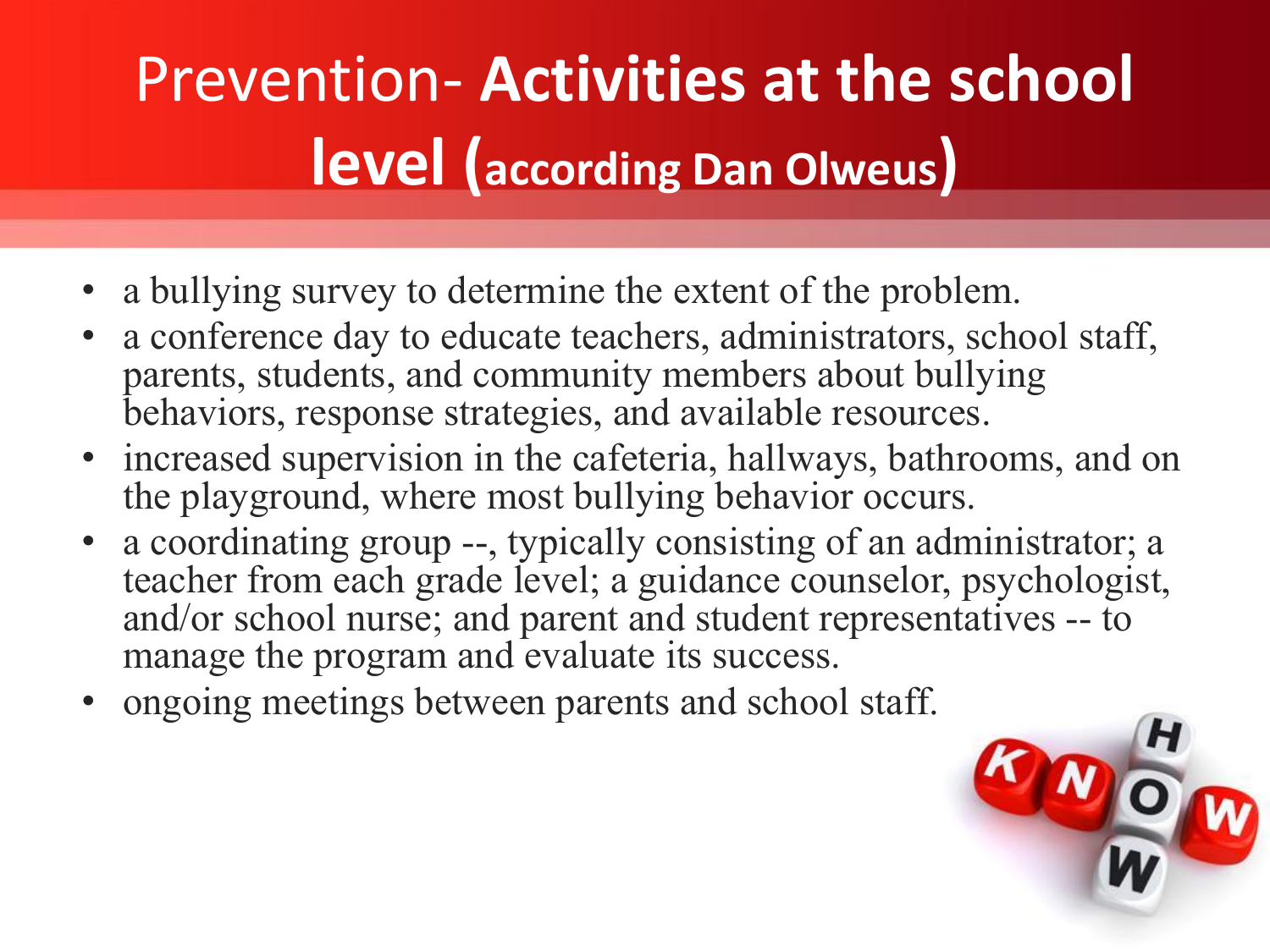# Prevention- **Activities at the school level (according Dan Olweus)**

- a bullying survey to determine the extent of the problem.
- a conference day to educate teachers, administrators, school staff, parents, students, and community members about bullying behaviors, response strategies, and available resources.
- increased supervision in the cafeteria, hallways, bathrooms, and on the playground, where most bullying behavior occurs.
- a coordinating group --, typically consisting of an administrator; a teacher from each grade level; a guidance counselor, psychologist, and/or school nurse; and parent and student representatives -- to manage the program and evaluate its success.
- ongoing meetings between parents and school staff.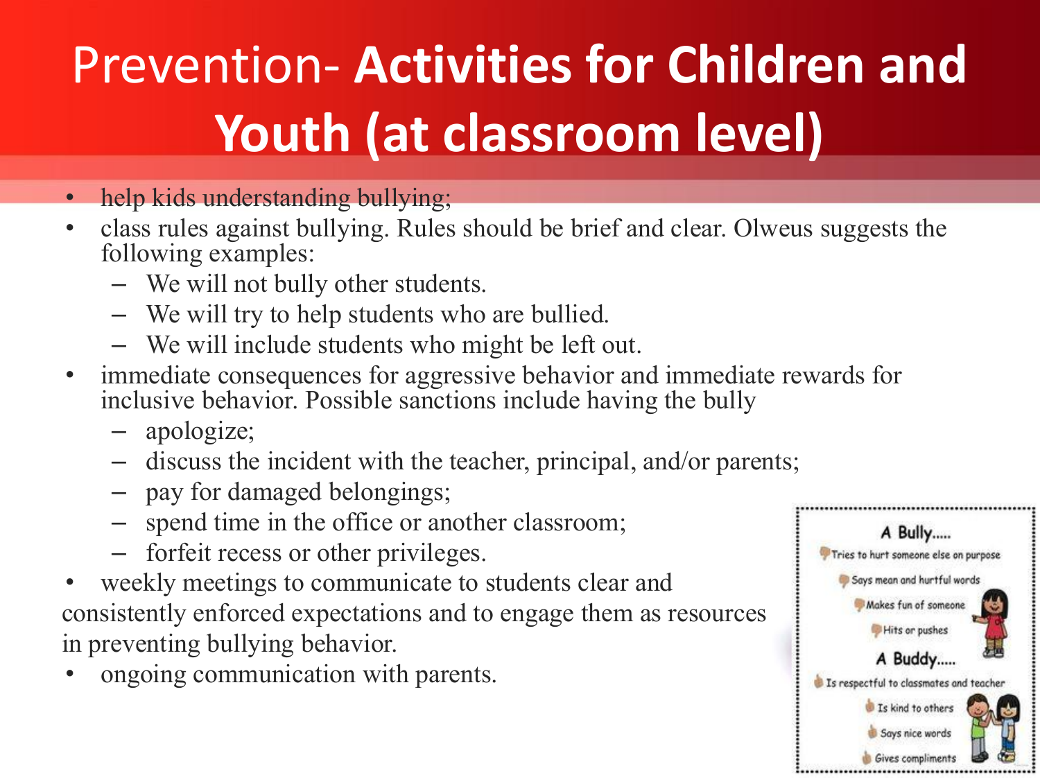# Prevention- **Activities for Children and Youth (at classroom level)**

- help kids understanding bullying;
- class rules against bullying. Rules should be brief and clear. Olweus suggests the following examples:
  - We will not bully other students.
  - We will try to help students who are bullied.
  - We will include students who might be left out.
- immediate consequences for aggressive behavior and immediate rewards for inclusive behavior. Possible sanctions include having the bully
  - apologize;
  - discuss the incident with the teacher, principal, and/or parents;
  - pay for damaged belongings;
  - spend time in the office or another classroom;
  - forfeit recess or other privileges.
- weekly meetings to communicate to students clear and consistently enforced expectations and to engage them as resources in preventing bullying behavior.
- ongoing communication with parents.

**A Bully.....**

- Tries to hurt someone else on purpose
- Says mean and hurtful words
- Makes fun of someone
- Hits or pushes

**A Buddy.....**

- Is respectful to classmates and teacher
- Is kind to others
- Says nice words
- Gives compliments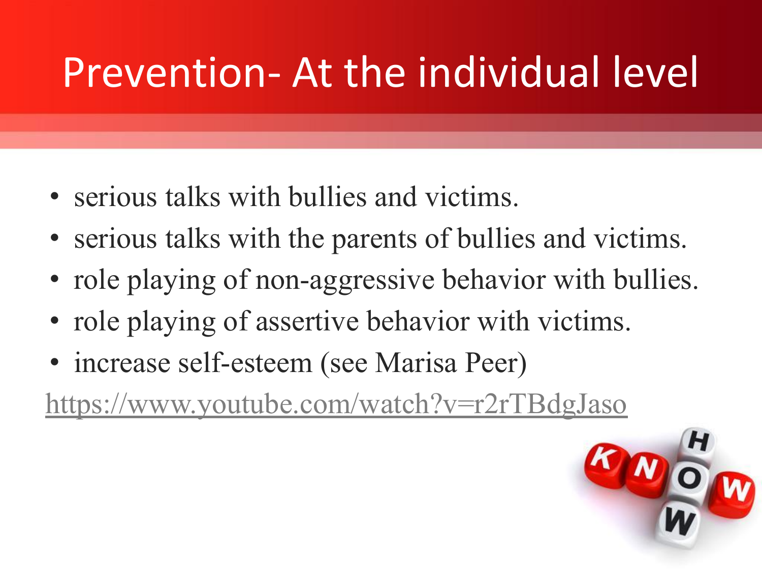# Prevention- At the individual level

- serious talks with bullies and victims.
- serious talks with the parents of bullies and victims.
- role playing of non-aggressive behavior with bullies.
- role playing of assertive behavior with victims.
- increase self-esteem (see Marisa Peer)

https://www.youtube.com/watch?v=r2rTBdgJaso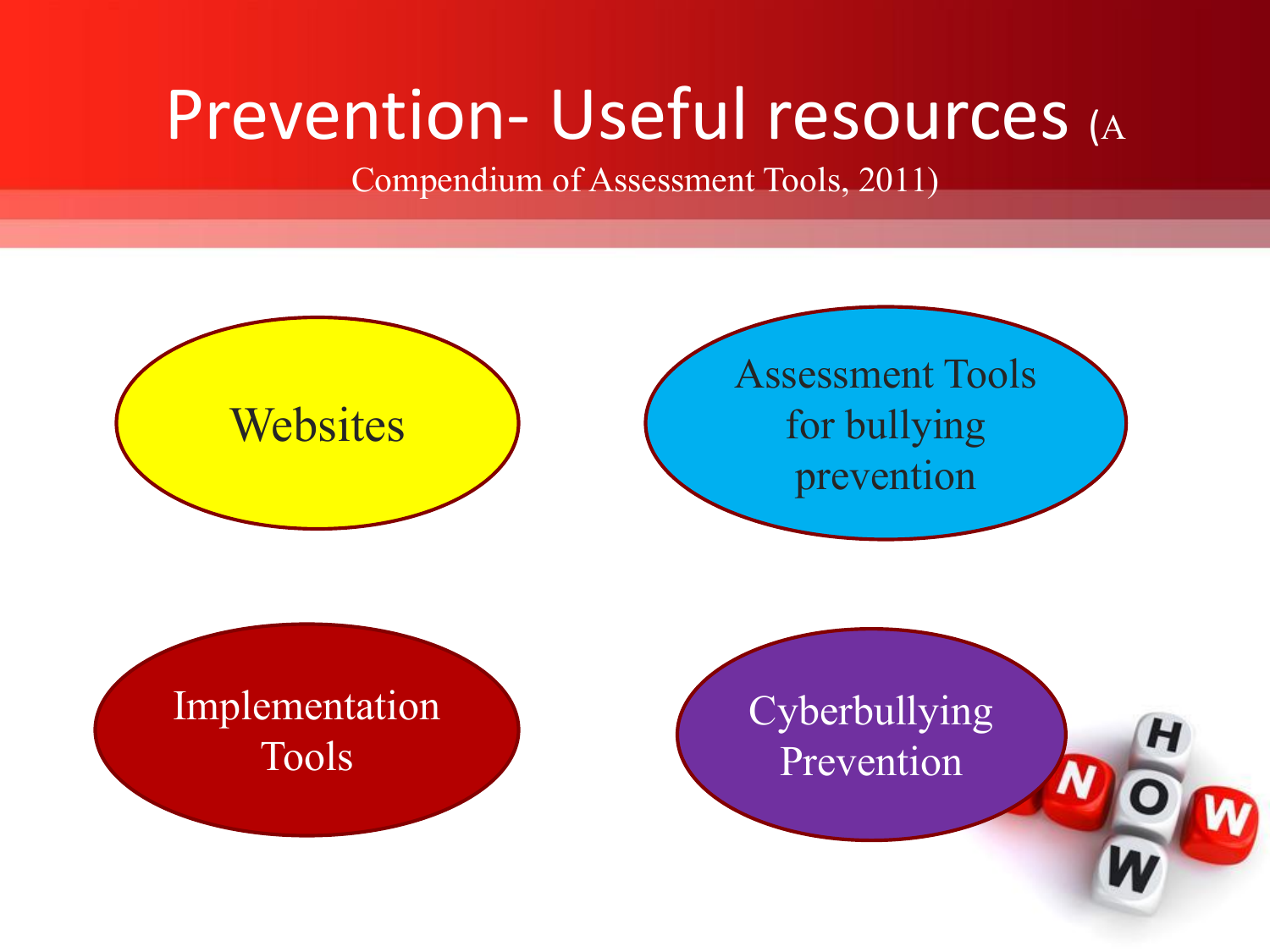# Prevention- Useful resources (A Compendium of Assessment Tools, 2011)

- Websites
- Assessment Tools for bullying prevention
- Implementation Tools
- Cyberbullying Prevention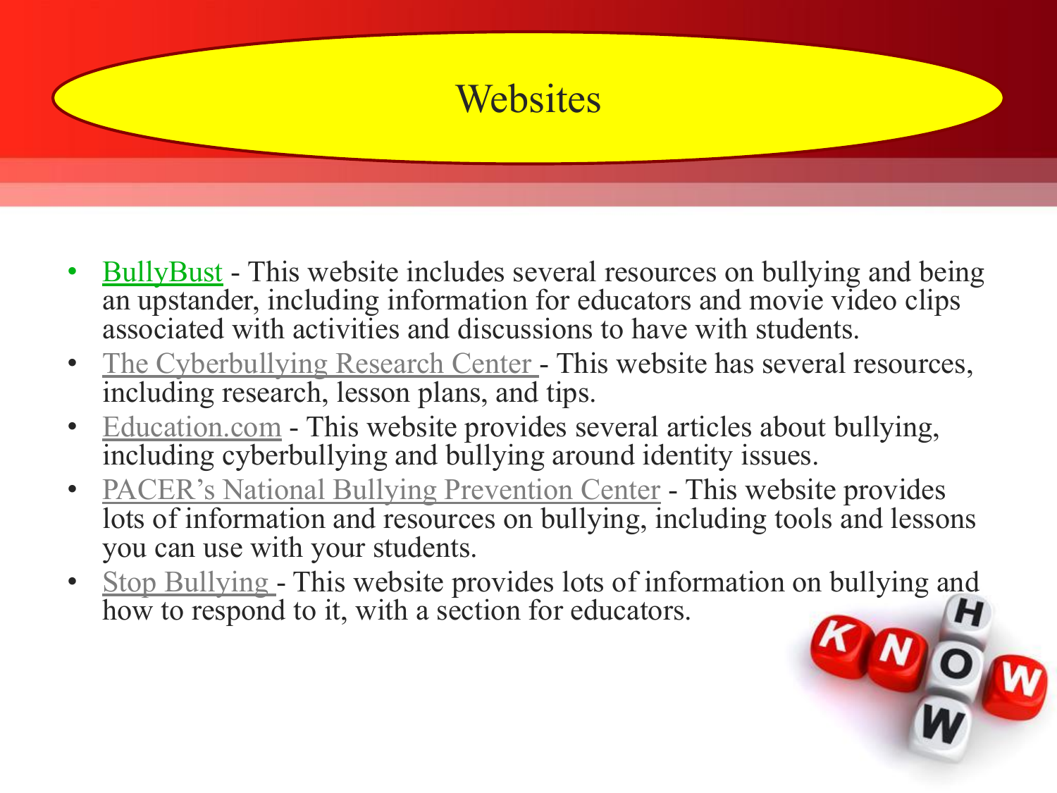# Websites

- BullyBust - This website includes several resources on bullying and being an upstander, including information for educators and movie video clips associated with activities and discussions to have with students.
- The Cyberbullying Research Center - This website has several resources, including research, lesson plans, and tips.
- Education.com - This website provides several articles about bullying, including cyberbullying and bullying around identity issues.
- PACER's National Bullying Prevention Center - This website provides lots of information and resources on bullying, including tools and lessons you can use with your students.
- Stop Bullying - This website provides lots of information on bullying and how to respond to it, with a section for educators.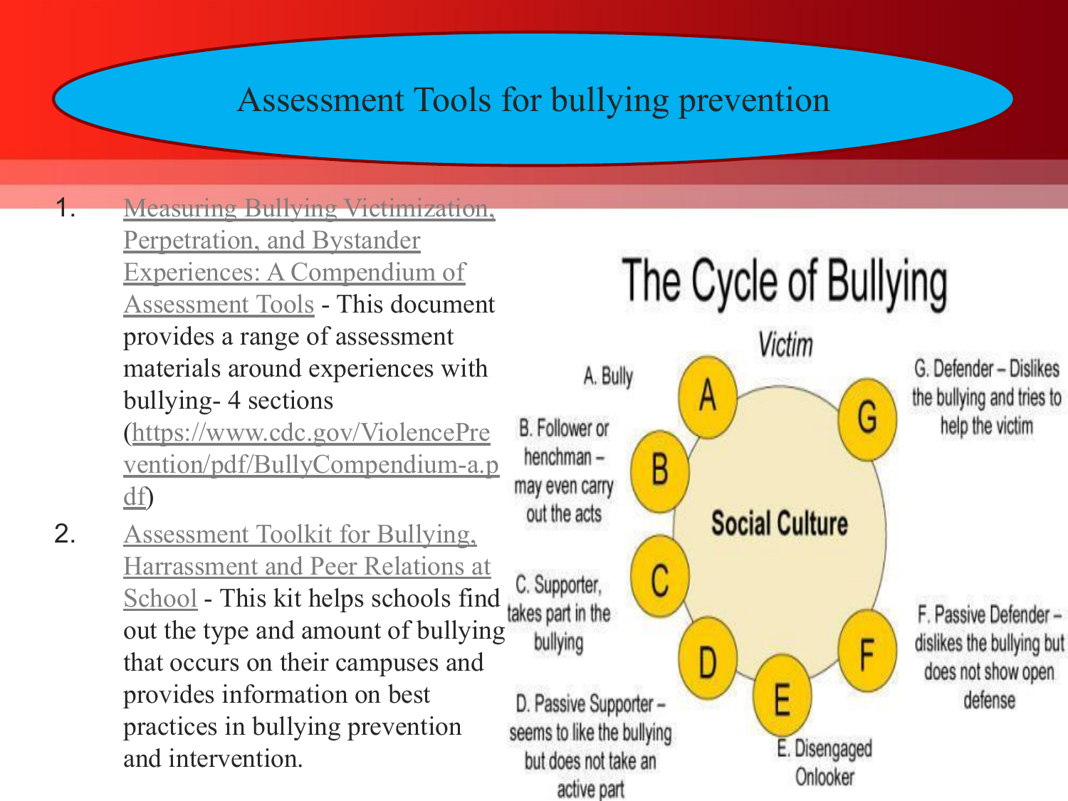# Assessment Tools for bullying prevention

1. [Measuring Bullying Victimization, Perpetration, and Bystander Experiences: A Compendium of Assessment Tools](https://www.cdc.gov/ViolencePrevention/pdf/BullyCompendium-a.pdf) - This document provides a range of assessment materials around experiences with bullying- 4 sections (https://www.cdc.gov/ViolencePrevention/pdf/BullyCompendium-a.pdf)
2. Assessment Toolkit for Bullying, Harrassment and Peer Relations at School - This kit helps schools find out the type and amount of bullying that occurs on their campuses and provides information on best practices in bullying prevention and intervention.

## The Cycle of Bullying

Victim

Social Culture

- A. Bully
- B. Follower or henchman – may even carry out the acts
- C. Supporter, takes part in the bullying
- D. Passive Supporter – seems to like the bullying but does not take an active part
- E. Disengaged Onlooker
- F. Passive Defender – dislikes the bullying but does not show open defense
- G. Defender – Dislikes the bullying and tries to help the victim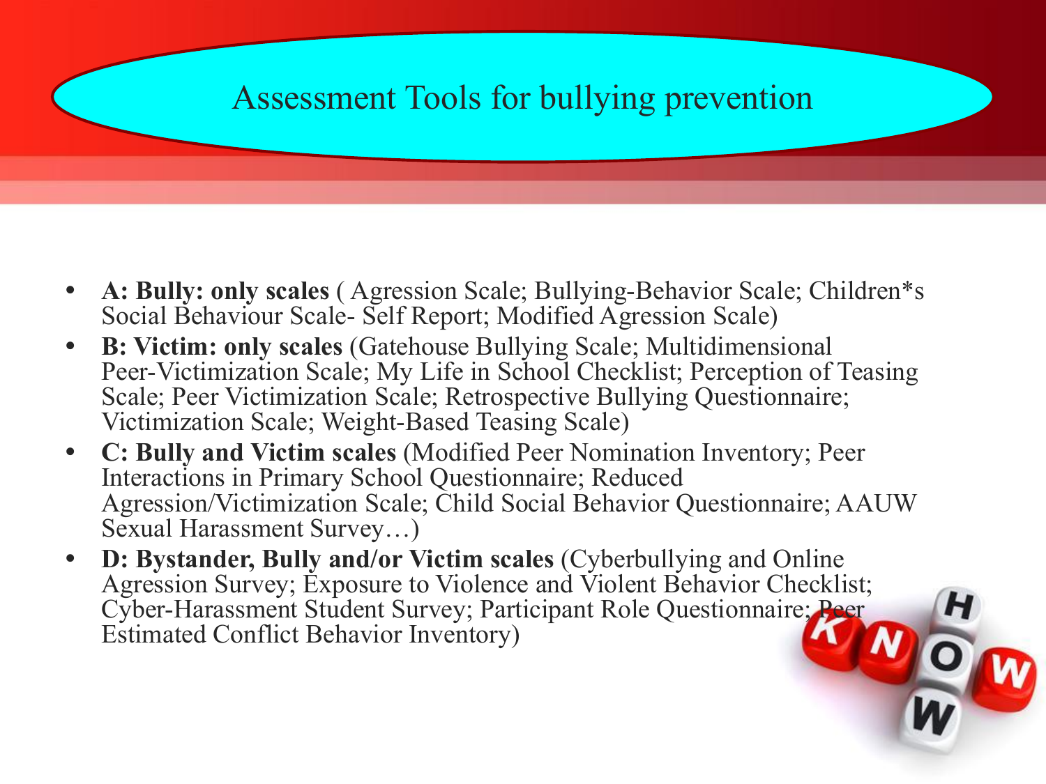# Assessment Tools for bullying prevention

- **A: Bully: only scales** ( Agression Scale; Bullying-Behavior Scale; Children*s Social Behaviour Scale- Self Report; Modified Agression Scale)
- **B: Victim: only scales** (Gatehouse Bullying Scale; Multidimensional Peer-Victimization Scale; My Life in School Checklist; Perception of Teasing Scale; Peer Victimization Scale; Retrospective Bullying Questionnaire; Victimization Scale; Weight-Based Teasing Scale)
- **C: Bully and Victim scales** (Modified Peer Nomination Inventory; Peer Interactions in Primary School Questionnaire; Reduced Agression/Victimization Scale; Child Social Behavior Questionnaire; AAUW Sexual Harassment Survey…)
- **D: Bystander, Bully and/or Victim scales** (Cyberbullying and Online Agression Survey; Exposure to Violence and Violent Behavior Checklist; Cyber-Harassment Student Survey; Participant Role Questionnaire; Peer Estimated Conflict Behavior Inventory)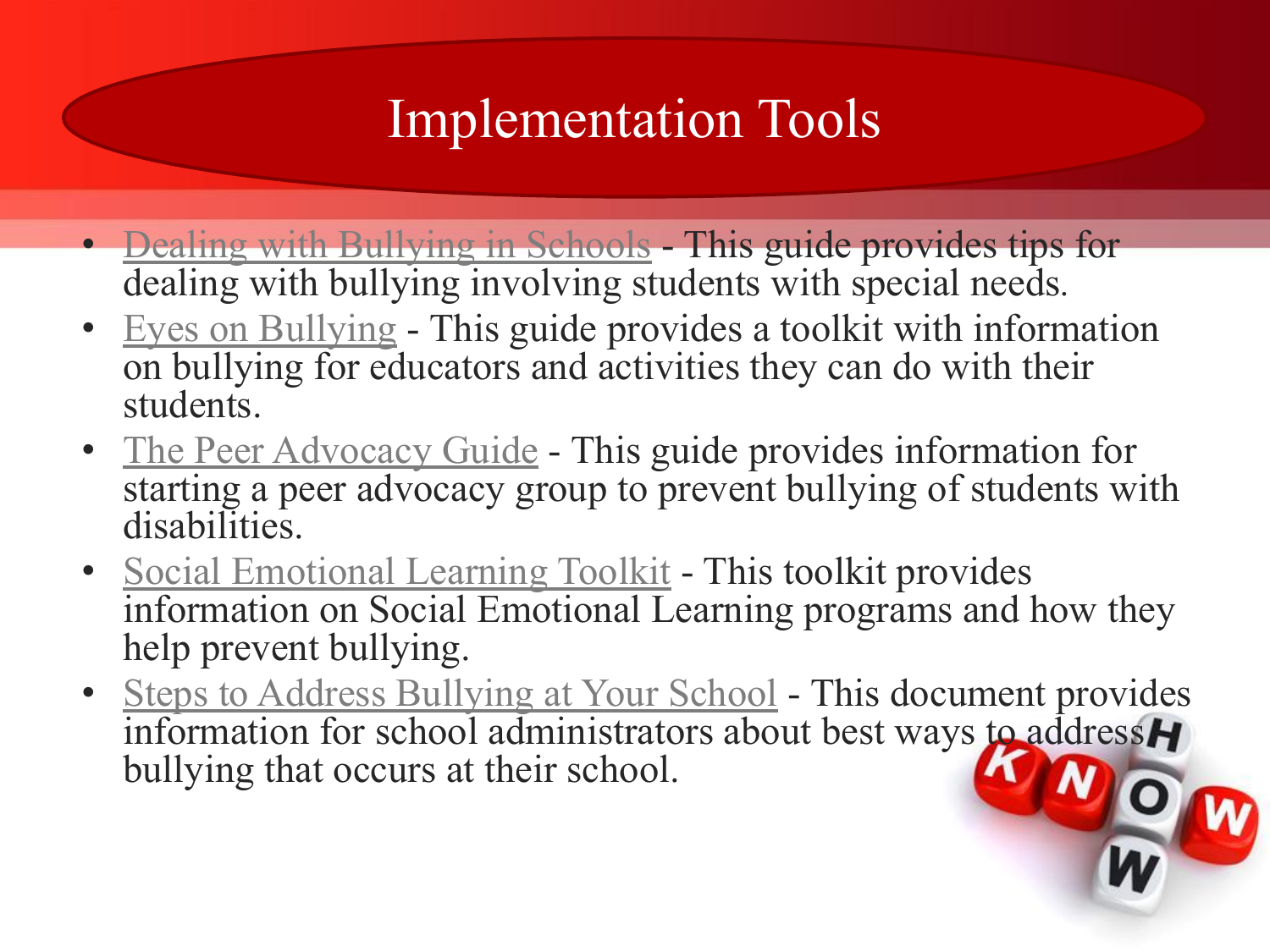# Implementation Tools

- Dealing with Bullying in Schools - This guide provides tips for dealing with bullying involving students with special needs.
- Eyes on Bullying - This guide provides a toolkit with information on bullying for educators and activities they can do with their students.
- The Peer Advocacy Guide - This guide provides information for starting a peer advocacy group to prevent bullying of students with disabilities.
- Social Emotional Learning Toolkit - This toolkit provides information on Social Emotional Learning programs and how they help prevent bullying.
- Steps to Address Bullying at Your School - This document provides information for school administrators about best ways to address bullying that occurs at their school.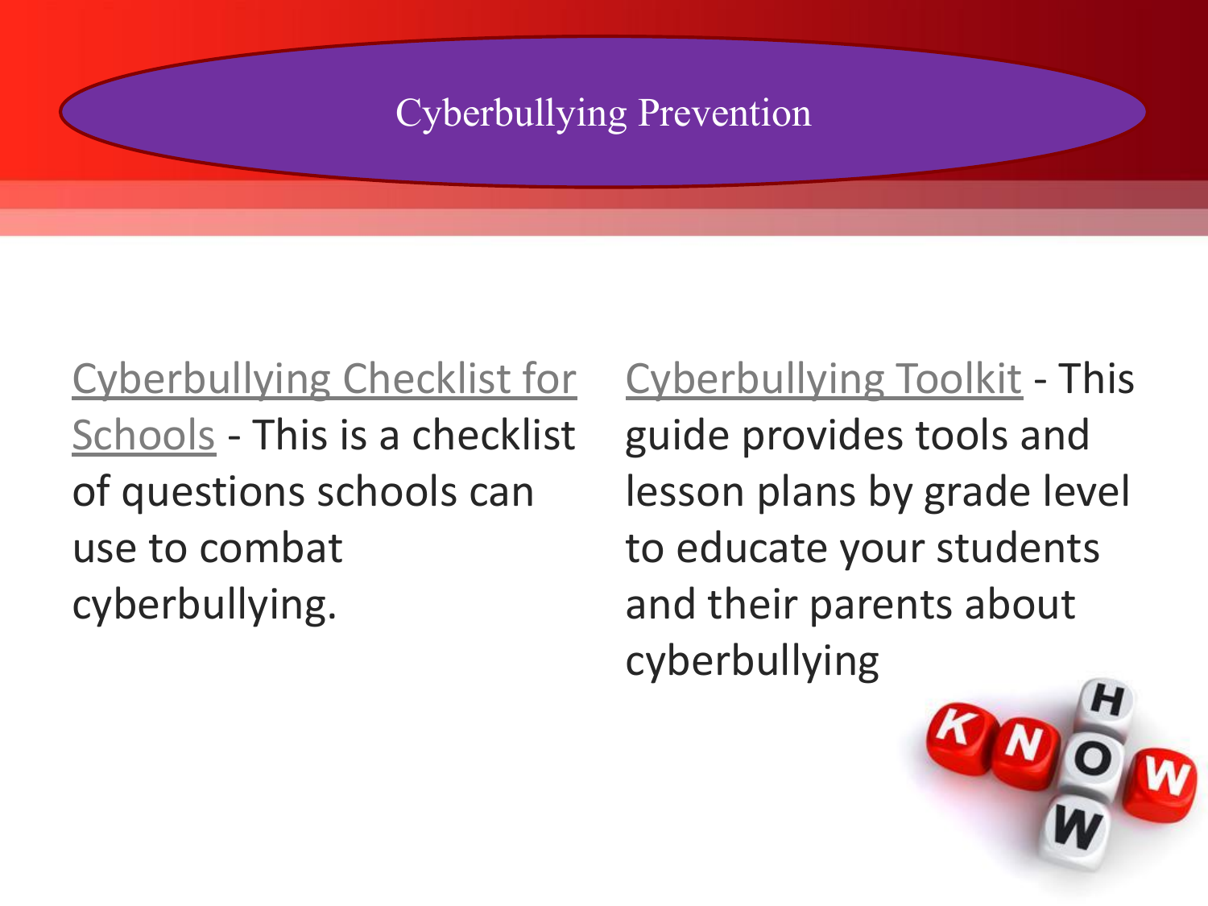# Cyberbullying Prevention

Cyberbullying Checklist for Schools - This is a checklist of questions schools can use to combat cyberbullying.

Cyberbullying Toolkit - This guide provides tools and lesson plans by grade level to educate your students and their parents about cyberbullying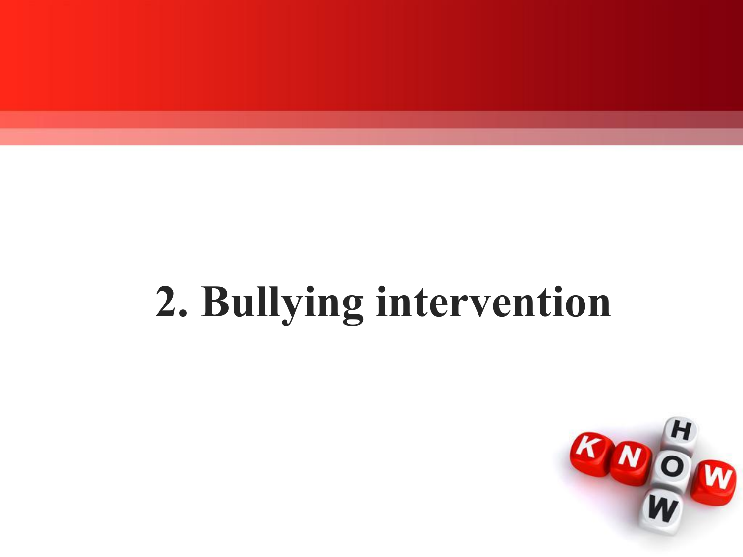# 2. Bullying intervention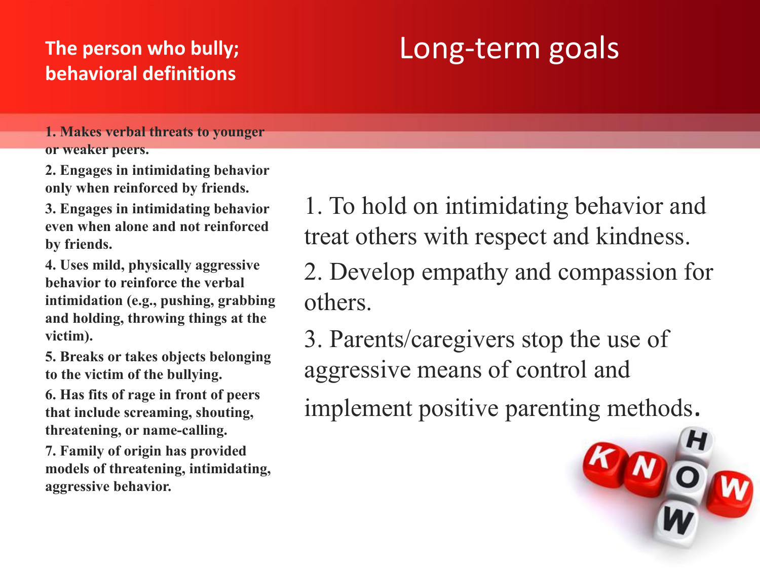## The person who bully; behavioral definitions

1. Makes verbal threats to younger or weaker peers.
2. Engages in intimidating behavior only when reinforced by friends.
3. Engages in intimidating behavior even when alone and not reinforced by friends.
4. Uses mild, physically aggressive behavior to reinforce the verbal intimidation (e.g., pushing, grabbing and holding, throwing things at the victim).
5. Breaks or takes objects belonging to the victim of the bullying.
6. Has fits of rage in front of peers that include screaming, shouting, threatening, or name-calling.
7. Family of origin has provided models of threatening, intimidating, aggressive behavior.

# Long-term goals

1. To hold on intimidating behavior and treat others with respect and kindness.
2. Develop empathy and compassion for others.
3. Parents/caregivers stop the use of aggressive means of control and implement positive parenting methods.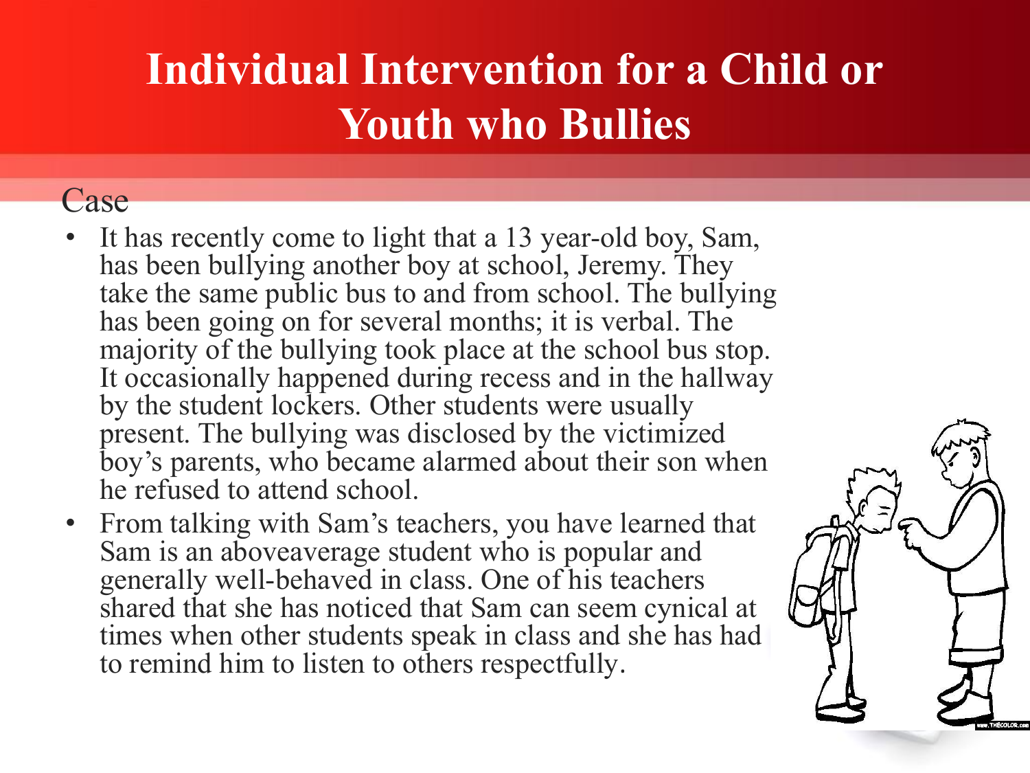# Individual Intervention for a Child or Youth who Bullies

Case

- It has recently come to light that a 13 year-old boy, Sam, has been bullying another boy at school, Jeremy. They take the same public bus to and from school. The bullying has been going on for several months; it is verbal. The majority of the bullying took place at the school bus stop. It occasionally happened during recess and in the hallway by the student lockers. Other students were usually present. The bullying was disclosed by the victimized boy's parents, who became alarmed about their son when he refused to attend school.
- From talking with Sam's teachers, you have learned that Sam is an aboveaverage student who is popular and generally well-behaved in class. One of his teachers shared that she has noticed that Sam can seem cynical at times when other students speak in class and she has had to remind him to listen to others respectfully.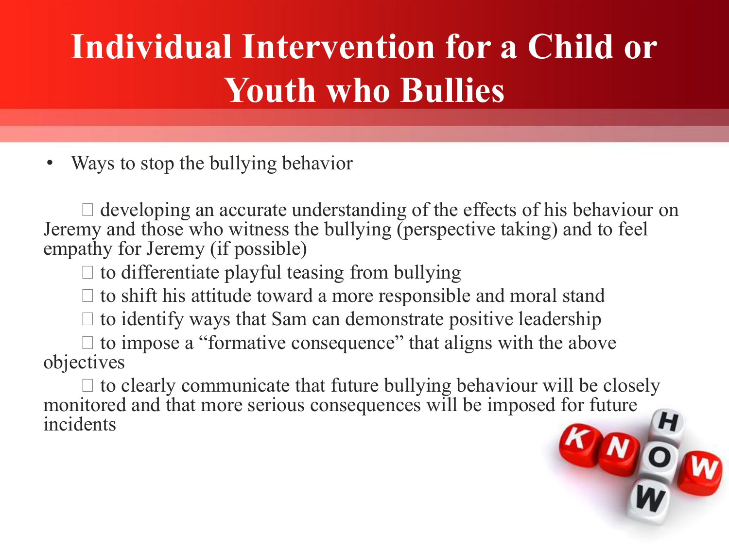# Individual Intervention for a Child or Youth who Bullies

- Ways to stop the bullying behavior
  - developing an accurate understanding of the effects of his behaviour on Jeremy and those who witness the bullying (perspective taking) and to feel empathy for Jeremy (if possible)
  - to differentiate playful teasing from bullying
  - to shift his attitude toward a more responsible and moral stand
  - to identify ways that Sam can demonstrate positive leadership
  - to impose a "formative consequence" that aligns with the above objectives
  - to clearly communicate that future bullying behaviour will be closely monitored and that more serious consequences will be imposed for future incidents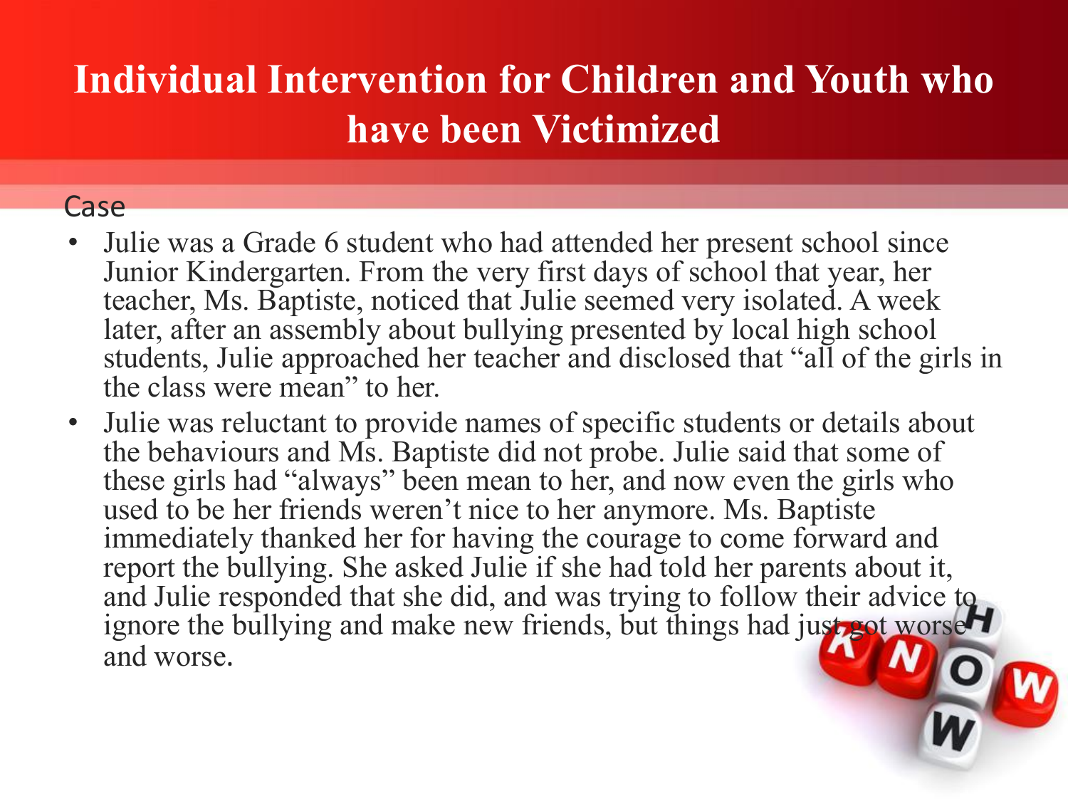# Individual Intervention for Children and Youth who have been Victimized

Case

- Julie was a Grade 6 student who had attended her present school since Junior Kindergarten. From the very first days of school that year, her teacher, Ms. Baptiste, noticed that Julie seemed very isolated. A week later, after an assembly about bullying presented by local high school students, Julie approached her teacher and disclosed that "all of the girls in the class were mean" to her.
- Julie was reluctant to provide names of specific students or details about the behaviours and Ms. Baptiste did not probe. Julie said that some of these girls had "always" been mean to her, and now even the girls who used to be her friends weren't nice to her anymore. Ms. Baptiste immediately thanked her for having the courage to come forward and report the bullying. She asked Julie if she had told her parents about it, and Julie responded that she did, and was trying to follow their advice to ignore the bullying and make new friends, but things had just got worse and worse.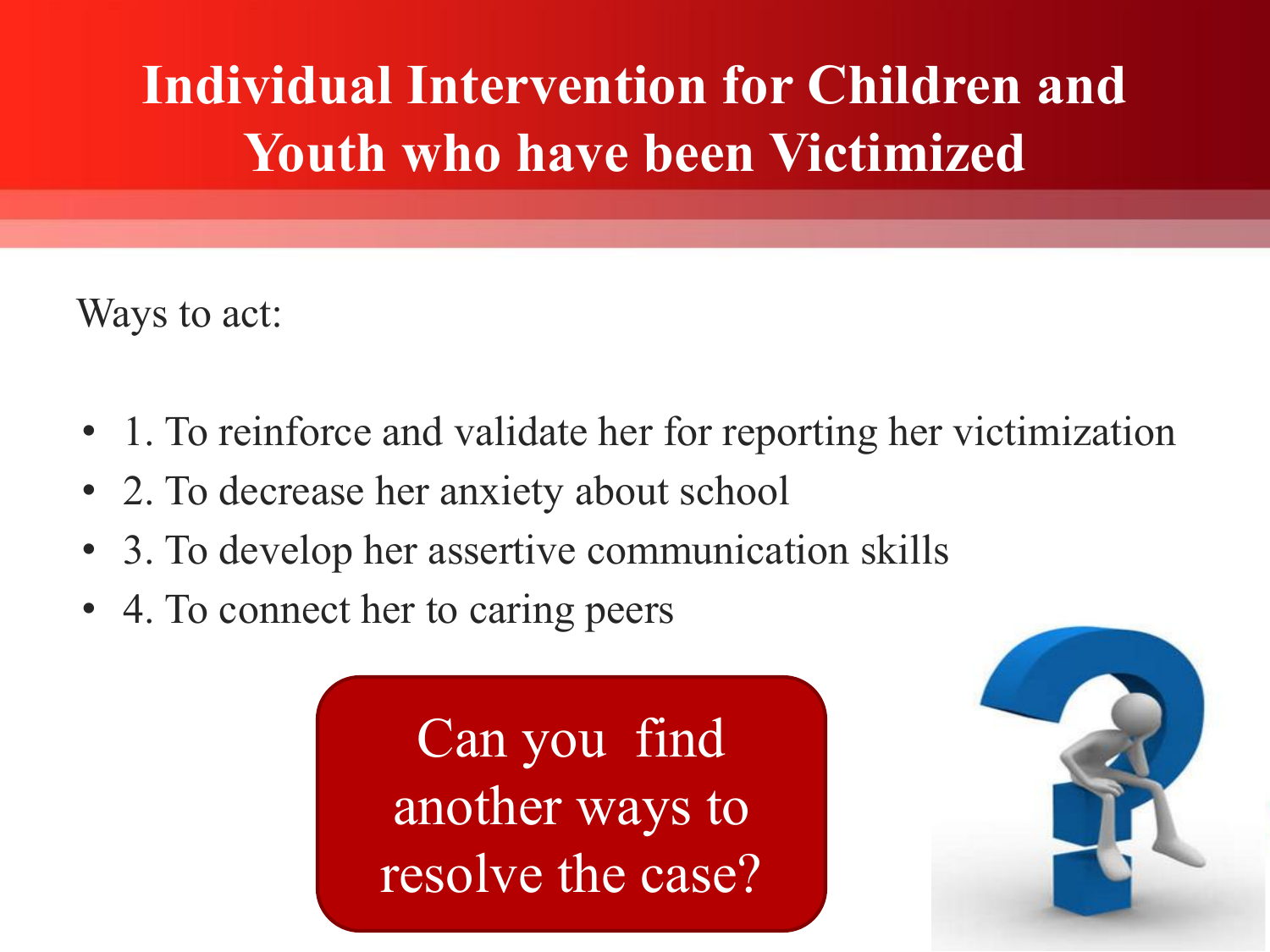# Individual Intervention for Children and Youth who have been Victimized

Ways to act:

- 1. To reinforce and validate her for reporting her victimization
- 2. To decrease her anxiety about school
- 3. To develop her assertive communication skills
- 4. To connect her to caring peers

Can you find another ways to resolve the case?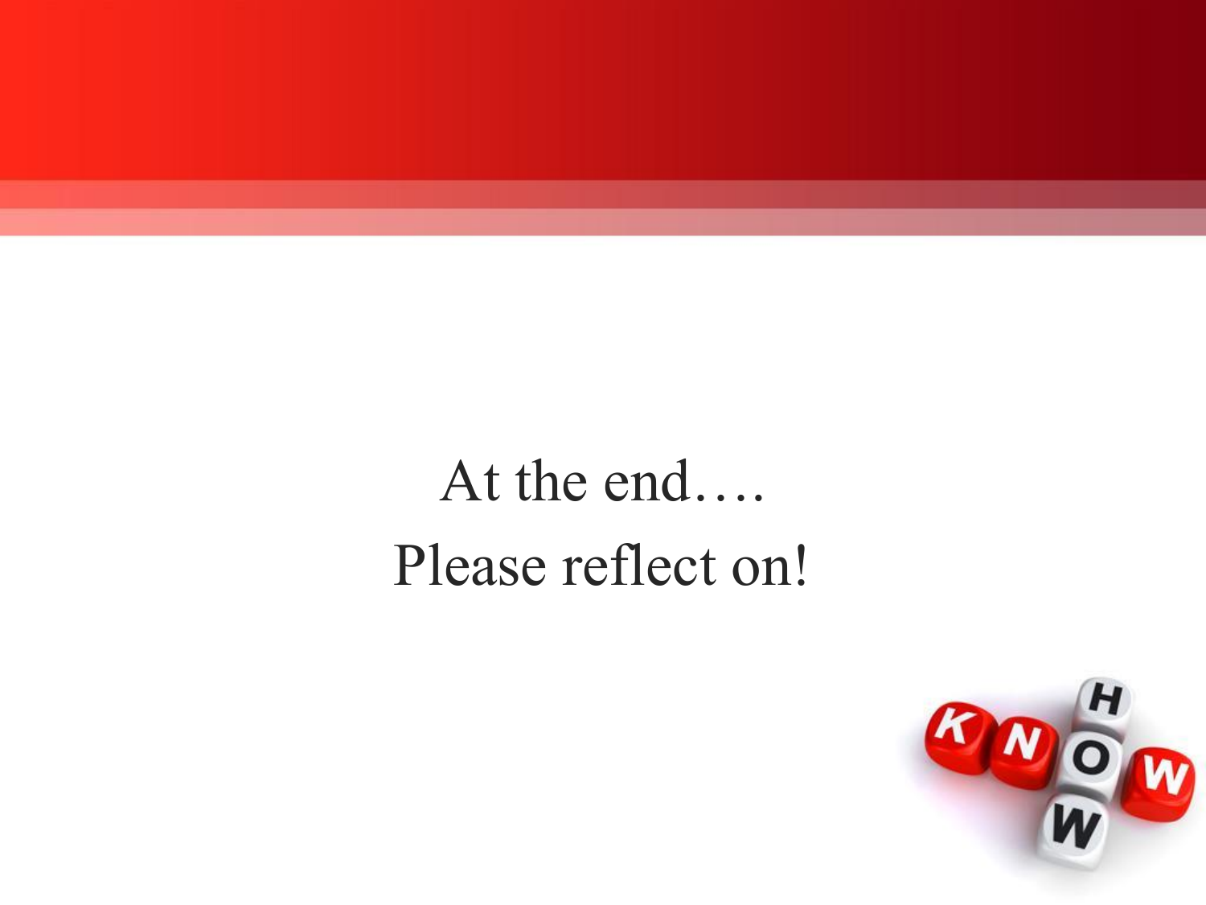At the end….

Please reflect on!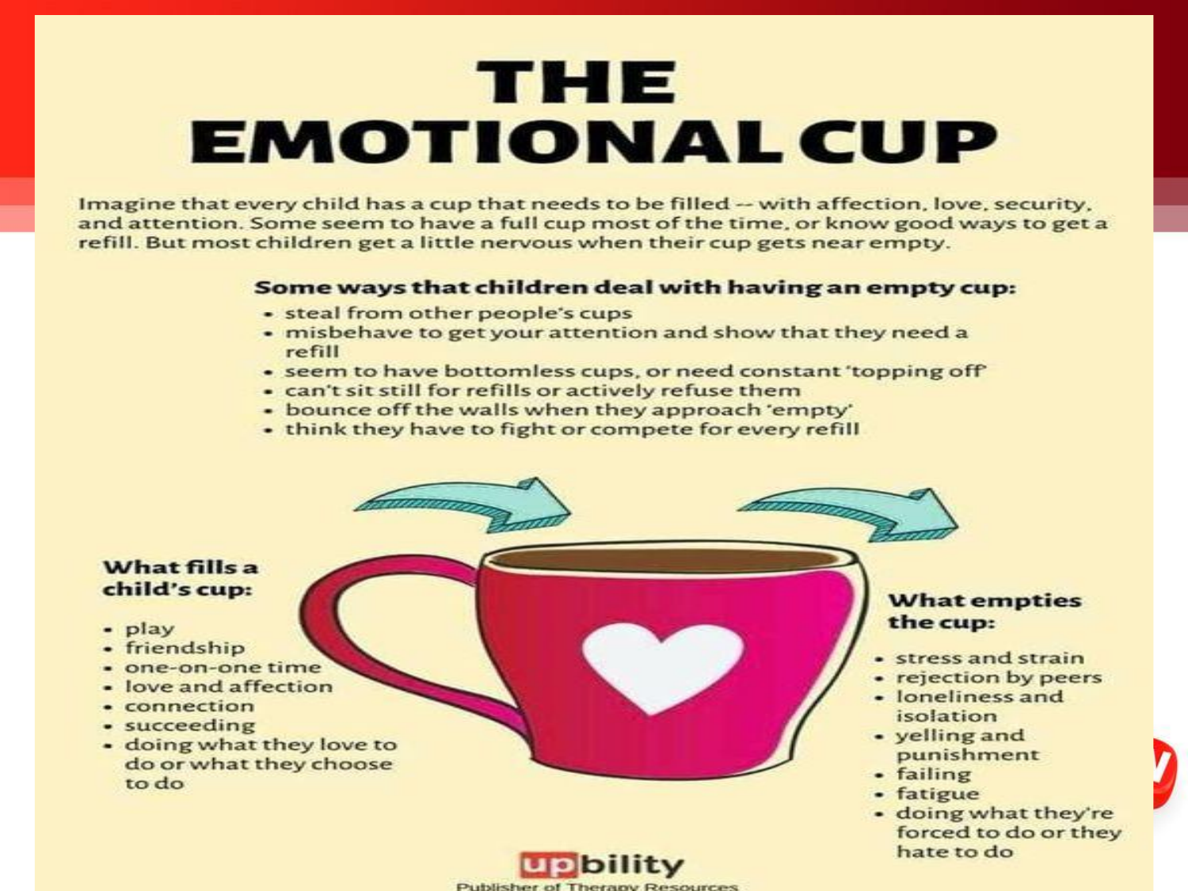# THE EMOTIONAL CUP

Imagine that every child has a cup that needs to be filled -- with affection, love, security, and attention. Some seem to have a full cup most of the time, or know good ways to get a refill. But most children get a little nervous when their cup gets near empty.

**Some ways that children deal with having an empty cup:**

- steal from other people's cups
- misbehave to get your attention and show that they need a refill
- seem to have bottomless cups, or need constant 'topping off'
- can't sit still for refills or actively refuse them
- bounce off the walls when they approach 'empty'
- think they have to fight or compete for every refill

**What fills a child's cup:**

- play
- friendship
- one-on-one time
- love and affection
- connection
- succeeding
- doing what they love to do or what they choose to do

**What empties the cup:**

- stress and strain
- rejection by peers
- loneliness and isolation
- yelling and punishment
- failing
- fatigue
- doing what they're forced to do or they hate to do

upbility
Publisher of Therapy Resources